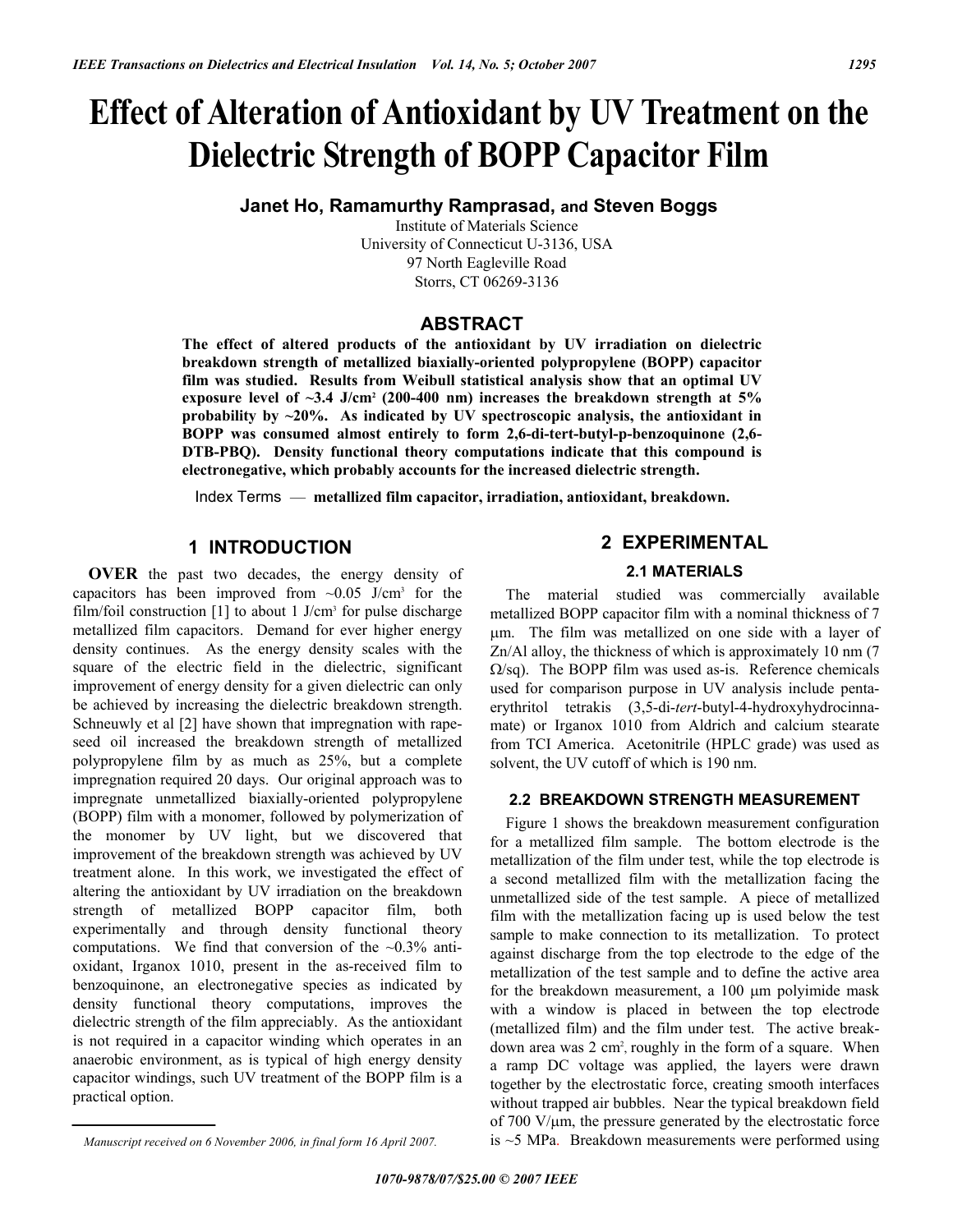# Effect of Alteration of Antioxidant by UV Treatment on the Dielectric Strength of BOPP Capacitor Film

**Janet Ho, Ramamurthy Ramprasad, and Steven Boggs**

Institute of Materials Science
University of Connecticut U-3136, USA
97 North Eagleville Road
Storrs, CT 06269-3136

## ABSTRACT

**The effect of altered products of the antioxidant by UV irradiation on dielectric breakdown strength of metallized biaxially-oriented polypropylene (BOPP) capacitor film was studied. Results from Weibull statistical analysis show that an optimal UV exposure level of ~3.4 J/cm$^2$ (200-400 nm) increases the breakdown strength at 5% probability by ~20%. As indicated by UV spectroscopic analysis, the antioxidant in BOPP was consumed almost entirely to form 2,6-di-tert-butyl-p-benzoquinone (2,6-DTB-PBQ). Density functional theory computations indicate that this compound is electronegative, which probably accounts for the increased dielectric strength.**

Index Terms — **metallized film capacitor, irradiation, antioxidant, breakdown.**

## 1 INTRODUCTION

**OVER** the past two decades, the energy density of capacitors has been improved from ~0.05 J/cm$^3$ for the film/foil construction [1] to about 1 J/cm$^3$ for pulse discharge metallized film capacitors. Demand for ever higher energy density continues. As the energy density scales with the square of the electric field in the dielectric, significant improvement of energy density for a given dielectric can only be achieved by increasing the dielectric breakdown strength. Schneuwly et al [2] have shown that impregnation with rapeseed oil increased the breakdown strength of metallized polypropylene film by as much as 25%, but a complete impregnation required 20 days. Our original approach was to impregnate unmetallized biaxially-oriented polypropylene (BOPP) film with a monomer, followed by polymerization of the monomer by UV light, but we discovered that improvement of the breakdown strength was achieved by UV treatment alone. In this work, we investigated the effect of altering the antioxidant by UV irradiation on the breakdown strength of metallized BOPP capacitor film, both experimentally and through density functional theory computations. We find that conversion of the ~0.3% antioxidant, Irganox 1010, present in the as-received film to benzoquinone, an electronegative species as indicated by density functional theory computations, improves the dielectric strength of the film appreciably. As the antioxidant is not required in a capacitor winding which operates in an anaerobic environment, as is typical of high energy density capacitor windings, such UV treatment of the BOPP film is a practical option.

*Manuscript received on 6 November 2006, in final form 16 April 2007.*

## 2 EXPERIMENTAL

### 2.1 MATERIALS

The material studied was commercially available metallized BOPP capacitor film with a nominal thickness of 7 μm. The film was metallized on one side with a layer of Zn/Al alloy, the thickness of which is approximately 10 nm (7 Ω/sq). The BOPP film was used as-is. Reference chemicals used for comparison purpose in UV analysis include pentaerythritol tetrakis (3,5-di-*tert*-butyl-4-hydroxyhydrocinnamate) or Irganox 1010 from Aldrich and calcium stearate from TCI America. Acetonitrile (HPLC grade) was used as solvent, the UV cutoff of which is 190 nm.

### 2.2 BREAKDOWN STRENGTH MEASUREMENT

Figure 1 shows the breakdown measurement configuration for a metallized film sample. The bottom electrode is the metallization of the film under test, while the top electrode is a second metallized film with the metallization facing the unmetallized side of the test sample. A piece of metallized film with the metallization facing up is used below the test sample to make connection to its metallization. To protect against discharge from the top electrode to the edge of the metallization of the test sample and to define the active area for the breakdown measurement, a 100 μm polyimide mask with a window is placed in between the top electrode (metallized film) and the film under test. The active breakdown area was 2 cm$^2$, roughly in the form of a square. When a ramp DC voltage was applied, the layers were drawn together by the electrostatic force, creating smooth interfaces without trapped air bubbles. Near the typical breakdown field of 700 V/μm, the pressure generated by the electrostatic force is ~5 MPa. Breakdown measurements were performed using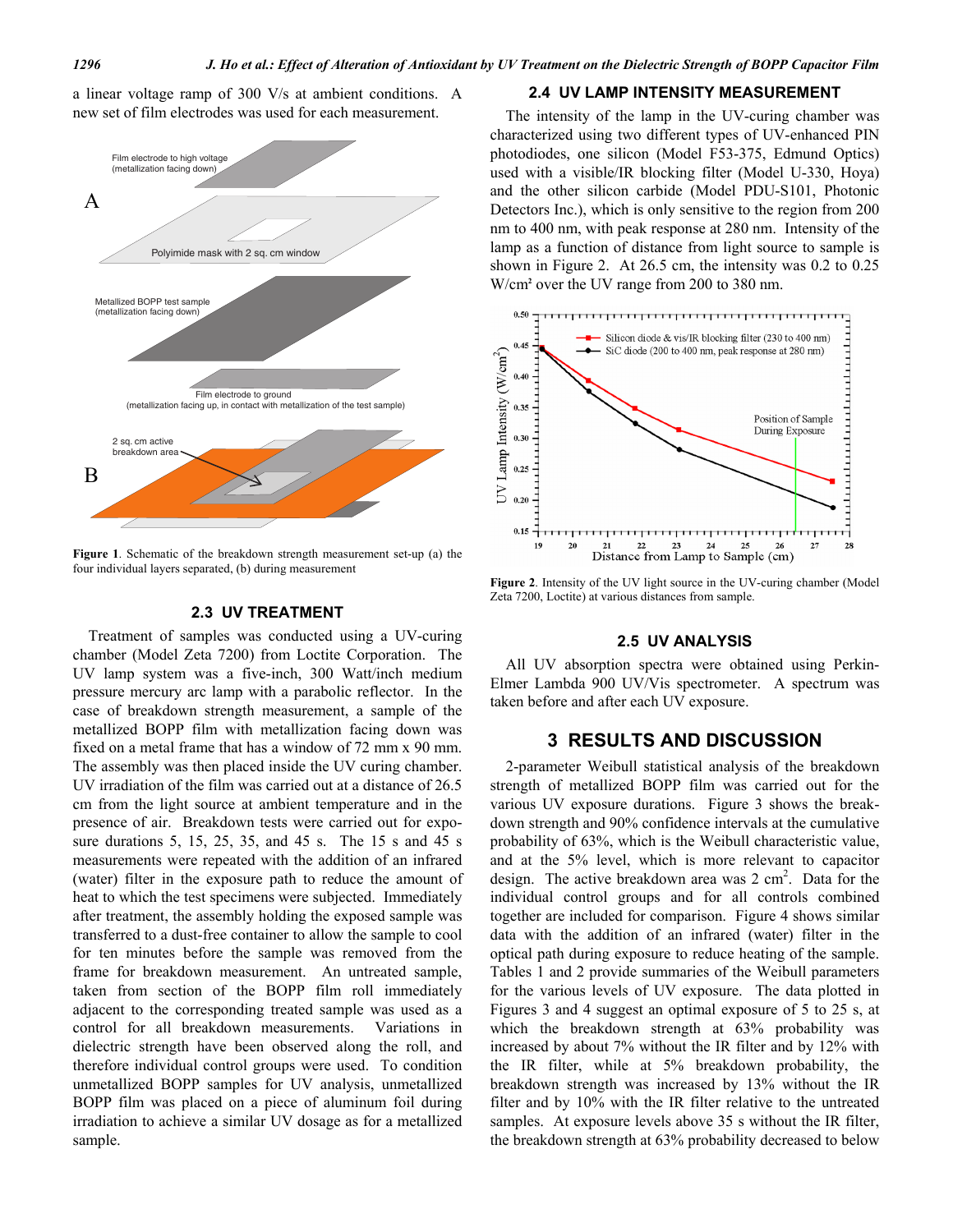a linear voltage ramp of 300 V/s at ambient conditions. A new set of film electrodes was used for each measurement.

**Figure 1**. Schematic of the breakdown strength measurement set-up (a) the four individual layers separated, (b) during measurement

### 2.3 UV TREATMENT

Treatment of samples was conducted using a UV-curing chamber (Model Zeta 7200) from Loctite Corporation. The UV lamp system was a five-inch, 300 Watt/inch medium pressure mercury arc lamp with a parabolic reflector. In the case of breakdown strength measurement, a sample of the metallized BOPP film with metallization facing down was fixed on a metal frame that has a window of 72 mm x 90 mm. The assembly was then placed inside the UV curing chamber. UV irradiation of the film was carried out at a distance of 26.5 cm from the light source at ambient temperature and in the presence of air. Breakdown tests were carried out for exposure durations 5, 15, 25, 35, and 45 s. The 15 s and 45 s measurements were repeated with the addition of an infrared (water) filter in the exposure path to reduce the amount of heat to which the test specimens were subjected. Immediately after treatment, the assembly holding the exposed sample was transferred to a dust-free container to allow the sample to cool for ten minutes before the sample was removed from the frame for breakdown measurement. An untreated sample, taken from section of the BOPP film roll immediately adjacent to the corresponding treated sample was used as a control for all breakdown measurements. Variations in dielectric strength have been observed along the roll, and therefore individual control groups were used. To condition unmetallized BOPP samples for UV analysis, unmetallized BOPP film was placed on a piece of aluminum foil during irradiation to achieve a similar UV dosage as for a metallized sample.

### 2.4 UV LAMP INTENSITY MEASUREMENT

The intensity of the lamp in the UV-curing chamber was characterized using two different types of UV-enhanced PIN photodiodes, one silicon (Model F53-375, Edmund Optics) used with a visible/IR blocking filter (Model U-330, Hoya) and the other silicon carbide (Model PDU-S101, Photonic Detectors Inc.), which is only sensitive to the region from 200 nm to 400 nm, with peak response at 280 nm. Intensity of the lamp as a function of distance from light source to sample is shown in Figure 2. At 26.5 cm, the intensity was 0.2 to 0.25 W/cm² over the UV range from 200 to 380 nm.

**Figure 2**. Intensity of the UV light source in the UV-curing chamber (Model Zeta 7200, Loctite) at various distances from sample.

### 2.5 UV ANALYSIS

All UV absorption spectra were obtained using Perkin-Elmer Lambda 900 UV/Vis spectrometer. A spectrum was taken before and after each UV exposure.

## 3 RESULTS AND DISCUSSION

2-parameter Weibull statistical analysis of the breakdown strength of metallized BOPP film was carried out for the various UV exposure durations. Figure 3 shows the breakdown strength and 90% confidence intervals at the cumulative probability of 63%, which is the Weibull characteristic value, and at the 5% level, which is more relevant to capacitor design. The active breakdown area was 2 cm$^2$. Data for the individual control groups and for all controls combined together are included for comparison. Figure 4 shows similar data with the addition of an infrared (water) filter in the optical path during exposure to reduce heating of the sample. Tables 1 and 2 provide summaries of the Weibull parameters for the various levels of UV exposure. The data plotted in Figures 3 and 4 suggest an optimal exposure of 5 to 25 s, at which the breakdown strength at 63% probability was increased by about 7% without the IR filter and by 12% with the IR filter, while at 5% breakdown probability, the breakdown strength was increased by 13% without the IR filter and by 10% with the IR filter relative to the untreated samples. At exposure levels above 35 s without the IR filter, the breakdown strength at 63% probability decreased to below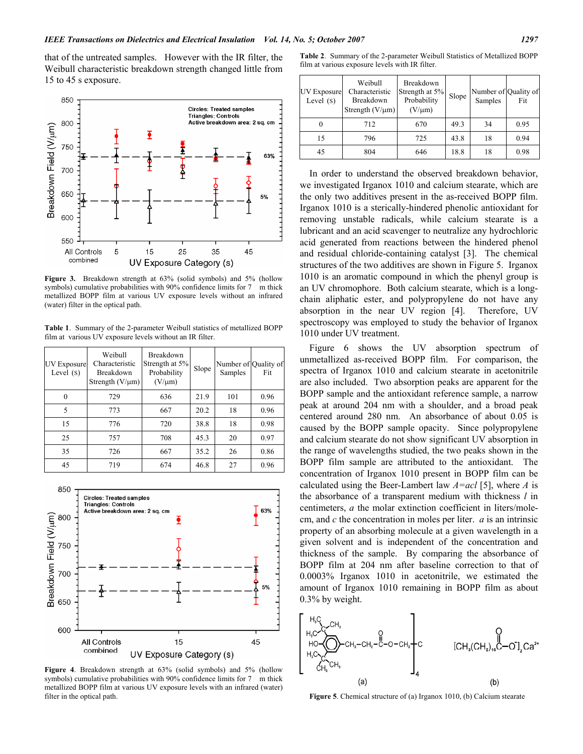that of the untreated samples. However with the IR filter, the Weibull characteristic breakdown strength changed little from 15 to 45 s exposure.

**Figure 3.** Breakdown strength at 63% (solid symbols) and 5% (hollow symbols) cumulative probabilities with 90% confidence limits for 7 m thick metallized BOPP film at various UV exposure levels without an infrared (water) filter in the optical path.

**Table 1**. Summary of the 2-parameter Weibull statistics of metallized BOPP film at various UV exposure levels without an IR filter.

| UV Exposure Level (s) | Weibull Characteristic Breakdown Strength (V/μm) | Breakdown Strength at 5% Probability (V/μm) | Slope | Number of Samples | Quality of Fit |
|---|---|---|---|---|---|
| 0 | 729 | 636 | 21.9 | 101 | 0.96 |
| 5 | 773 | 667 | 20.2 | 18 | 0.96 |
| 15 | 776 | 720 | 38.8 | 18 | 0.98 |
| 25 | 757 | 708 | 45.3 | 20 | 0.97 |
| 35 | 726 | 667 | 35.2 | 26 | 0.86 |
| 45 | 719 | 674 | 46.8 | 27 | 0.96 |

**Figure 4**. Breakdown strength at 63% (solid symbols) and 5% (hollow symbols) cumulative probabilities with 90% confidence limits for 7 m thick metallized BOPP film at various UV exposure levels with an infrared (water) filter in the optical path.

**Table 2**. Summary of the 2-parameter Weibull Statistics of Metallized BOPP film at various exposure levels with IR filter.

| UV Exposure Level (s) | Weibull Characteristic Breakdown Strength (V/μm) | Breakdown Strength at 5% Probability (V/μm) | Slope | Number of Samples | Quality of Fit |
|---|---|---|---|---|---|
| 0 | 712 | 670 | 49.3 | 34 | 0.95 |
| 15 | 796 | 725 | 43.8 | 18 | 0.94 |
| 45 | 804 | 646 | 18.8 | 18 | 0.98 |

In order to understand the observed breakdown behavior, we investigated Irganox 1010 and calcium stearate, which are the only two additives present in the as-received BOPP film. Irganox 1010 is a sterically-hindered phenolic antioxidant for removing unstable radicals, while calcium stearate is a lubricant and an acid scavenger to neutralize any hydrochloric acid generated from reactions between the hindered phenol and residual chloride-containing catalyst [3]. The chemical structures of the two additives are shown in Figure 5. Irganox 1010 is an aromatic compound in which the phenyl group is an UV chromophore. Both calcium stearate, which is a long-chain aliphatic ester, and polypropylene do not have any absorption in the near UV region [4]. Therefore, UV spectroscopy was employed to study the behavior of Irganox 1010 under UV treatment.

Figure 6 shows the UV absorption spectrum of unmetallized as-received BOPP film. For comparison, the spectra of Irganox 1010 and calcium stearate in acetonitrile are also included. Two absorption peaks are apparent for the BOPP sample and the antioxidant reference sample, a narrow peak at around 204 nm with a shoulder, and a broad peak centered around 280 nm. An absorbance of about 0.05 is caused by the BOPP sample opacity. Since polypropylene and calcium stearate do not show significant UV absorption in the range of wavelengths studied, the two peaks shown in the BOPP film sample are attributed to the antioxidant. The concentration of Irganox 1010 present in BOPP film can be calculated using the Beer-Lambert law $A=acl$ [5], where $A$ is the absorbance of a transparent medium with thickness $l$ in centimeters, $a$ the molar extinction coefficient in liters/mole-cm, and $c$ the concentration in moles per liter. $a$ is an intrinsic property of an absorbing molecule at a given wavelength in a given solvent and is independent of the concentration and thickness of the sample. By comparing the absorbance of BOPP film at 204 nm after baseline correction to that of 0.0003% Irganox 1010 in acetonitrile, we estimated the amount of Irganox 1010 remaining in BOPP film as about 0.3% by weight.

**Figure 5**. Chemical structure of (a) Irganox 1010, (b) Calcium stearate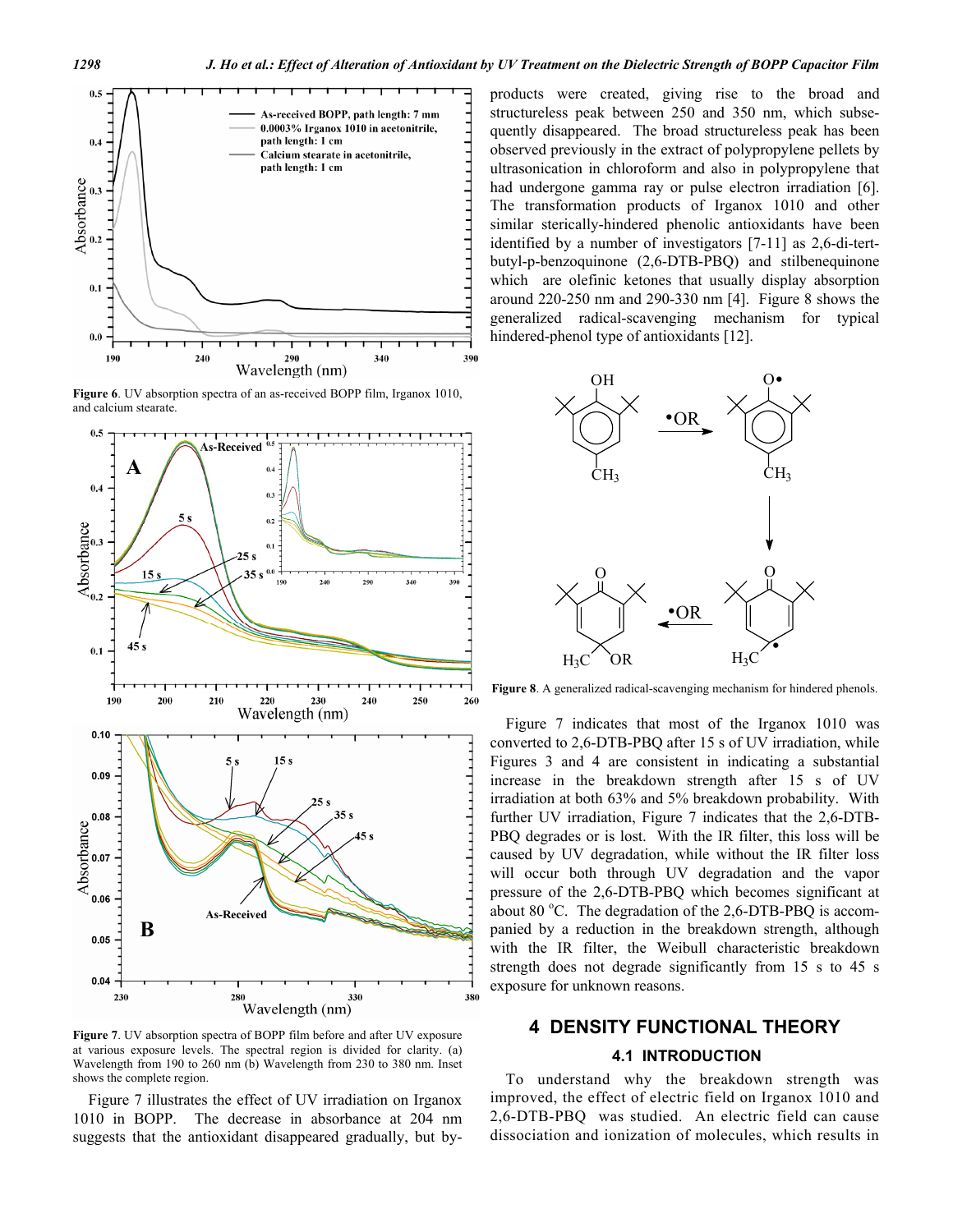Figure 6. UV absorption spectra of an as-received BOPP film, Irganox 1010, and calcium stearate.

Figure 7. UV absorption spectra of BOPP film before and after UV exposure at various exposure levels. The spectral region is divided for clarity. (a) Wavelength from 190 to 260 nm (b) Wavelength from 230 to 380 nm. Inset shows the complete region.

Figure 7 illustrates the effect of UV irradiation on Irganox 1010 in BOPP. The decrease in absorbance at 204 nm suggests that the antioxidant disappeared gradually, but by-products were created, giving rise to the broad and structureless peak between 250 and 350 nm, which subsequently disappeared. The broad structureless peak has been observed previously in the extract of polypropylene pellets by ultrasonication in chloroform and also in polypropylene that had undergone gamma ray or pulse electron irradiation [6]. The transformation products of Irganox 1010 and other similar sterically-hindered phenolic antioxidants have been identified by a number of investigators [7-11] as 2,6-di-tert-butyl-p-benzoquinone (2,6-DTB-PBQ) and stilbenequinone which are olefinic ketones that usually display absorption around 220-250 nm and 290-330 nm [4]. Figure 8 shows the generalized radical-scavenging mechanism for typical hindered-phenol type of antioxidants [12].

Figure 8. A generalized radical-scavenging mechanism for hindered phenols.

Figure 7 indicates that most of the Irganox 1010 was converted to 2,6-DTB-PBQ after 15 s of UV irradiation, while Figures 3 and 4 are consistent in indicating a substantial increase in the breakdown strength after 15 s of UV irradiation at both 63% and 5% breakdown probability. With further UV irradiation, Figure 7 indicates that the 2,6-DTB-PBQ degrades or is lost. With the IR filter, this loss will be caused by UV degradation, while without the IR filter loss will occur both through UV degradation and the vapor pressure of the 2,6-DTB-PBQ which becomes significant at about 80 °C. The degradation of the 2,6-DTB-PBQ is accompanied by a reduction in the breakdown strength, although with the IR filter, the Weibull characteristic breakdown strength does not degrade significantly from 15 s to 45 s exposure for unknown reasons.

## 4 DENSITY FUNCTIONAL THEORY

### 4.1 INTRODUCTION

To understand why the breakdown strength was improved, the effect of electric field on Irganox 1010 and 2,6-DTB-PBQ was studied. An electric field can cause dissociation and ionization of molecules, which results in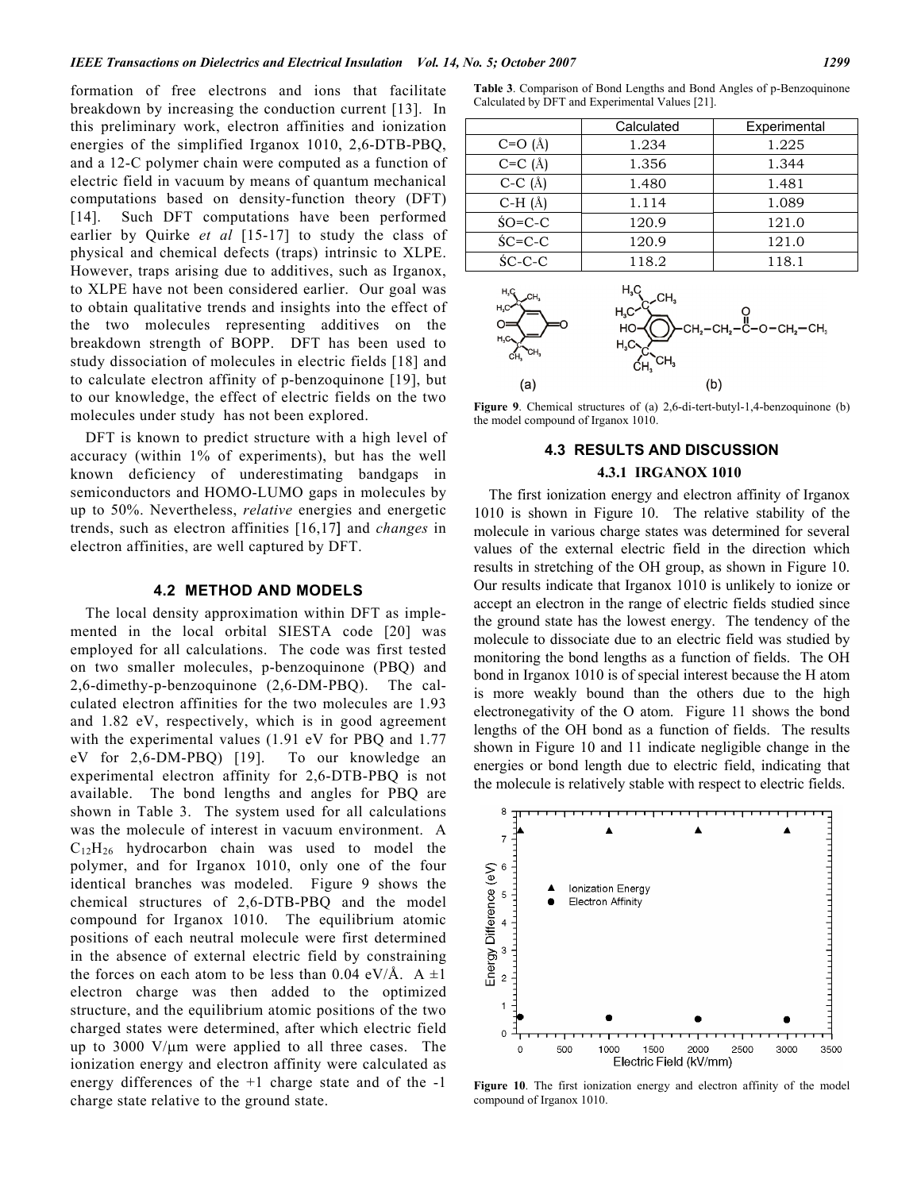formation of free electrons and ions that facilitate breakdown by increasing the conduction current [13]. In this preliminary work, electron affinities and ionization energies of the simplified Irganox 1010, 2,6-DTB-PBQ, and a 12-C polymer chain were computed as a function of electric field in vacuum by means of quantum mechanical computations based on density-function theory (DFT) [14]. Such DFT computations have been performed earlier by Quirke *et al* [15-17] to study the class of physical and chemical defects (traps) intrinsic to XLPE. However, traps arising due to additives, such as Irganox, to XLPE have not been considered earlier. Our goal was to obtain qualitative trends and insights into the effect of the two molecules representing additives on the breakdown strength of BOPP. DFT has been used to study dissociation of molecules in electric fields [18] and to calculate electron affinity of p-benzoquinone [19], but to our knowledge, the effect of electric fields on the two molecules under study has not been explored.

DFT is known to predict structure with a high level of accuracy (within 1% of experiments), but has the well known deficiency of underestimating bandgaps in semiconductors and HOMO-LUMO gaps in molecules by up to 50%. Nevertheless, *relative* energies and energetic trends, such as electron affinities [16,17] and *changes* in electron affinities, are well captured by DFT.

### 4.2 METHOD AND MODELS

The local density approximation within DFT as implemented in the local orbital SIESTA code [20] was employed for all calculations. The code was first tested on two smaller molecules, p-benzoquinone (PBQ) and 2,6-dimethy-p-benzoquinone (2,6-DM-PBQ). The calculated electron affinities for the two molecules are 1.93 and 1.82 eV, respectively, which is in good agreement with the experimental values (1.91 eV for PBQ and 1.77 eV for 2,6-DM-PBQ) [19]. To our knowledge an experimental electron affinity for 2,6-DTB-PBQ is not available. The bond lengths and angles for PBQ are shown in Table 3. The system used for all calculations was the molecule of interest in vacuum environment. A $C_{12}H_{26}$ hydrocarbon chain was used to model the polymer, and for Irganox 1010, only one of the four identical branches was modeled. Figure 9 shows the chemical structures of 2,6-DTB-PBQ and the model compound for Irganox 1010. The equilibrium atomic positions of each neutral molecule were first determined in the absence of external electric field by constraining the forces on each atom to be less than 0.04 eV/Å. A ±1 electron charge was then added to the optimized structure, and the equilibrium atomic positions of the two charged states were determined, after which electric field up to 3000 V/μm were applied to all three cases. The ionization energy and electron affinity were calculated as energy differences of the +1 charge state and of the -1 charge state relative to the ground state.

**Table 3**. Comparison of Bond Lengths and Bond Angles of p-Benzoquinone Calculated by DFT and Experimental Values [21].

| | Calculated | Experimental |
|---|---|---|
| C=O (Å) | 1.234 | 1.225 |
| C=C (Å) | 1.356 | 1.344 |
| C-C (Å) | 1.480 | 1.481 |
| C-H (Å) | 1.114 | 1.089 |
| ∠O=C-C | 120.9 | 121.0 |
| ∠C=C-C | 120.9 | 121.0 |
| ∠C-C-C | 118.2 | 118.1 |

**Figure 9**. Chemical structures of (a) 2,6-di-tert-butyl-1,4-benzoquinone (b) the model compound of Irganox 1010.

### 4.3 RESULTS AND DISCUSSION

#### 4.3.1 IRGANOX 1010

The first ionization energy and electron affinity of Irganox 1010 is shown in Figure 10. The relative stability of the molecule in various charge states was determined for several values of the external electric field in the direction which results in stretching of the OH group, as shown in Figure 10. Our results indicate that Irganox 1010 is unlikely to ionize or accept an electron in the range of electric fields studied since the ground state has the lowest energy. The tendency of the molecule to dissociate due to an electric field was studied by monitoring the bond lengths as a function of fields. The OH bond in Irganox 1010 is of special interest because the H atom is more weakly bound than the others due to the high electronegativity of the O atom. Figure 11 shows the bond lengths of the OH bond as a function of fields. The results shown in Figure 10 and 11 indicate negligible change in the energies or bond length due to electric field, indicating that the molecule is relatively stable with respect to electric fields.

**Figure 10**. The first ionization energy and electron affinity of the model compound of Irganox 1010.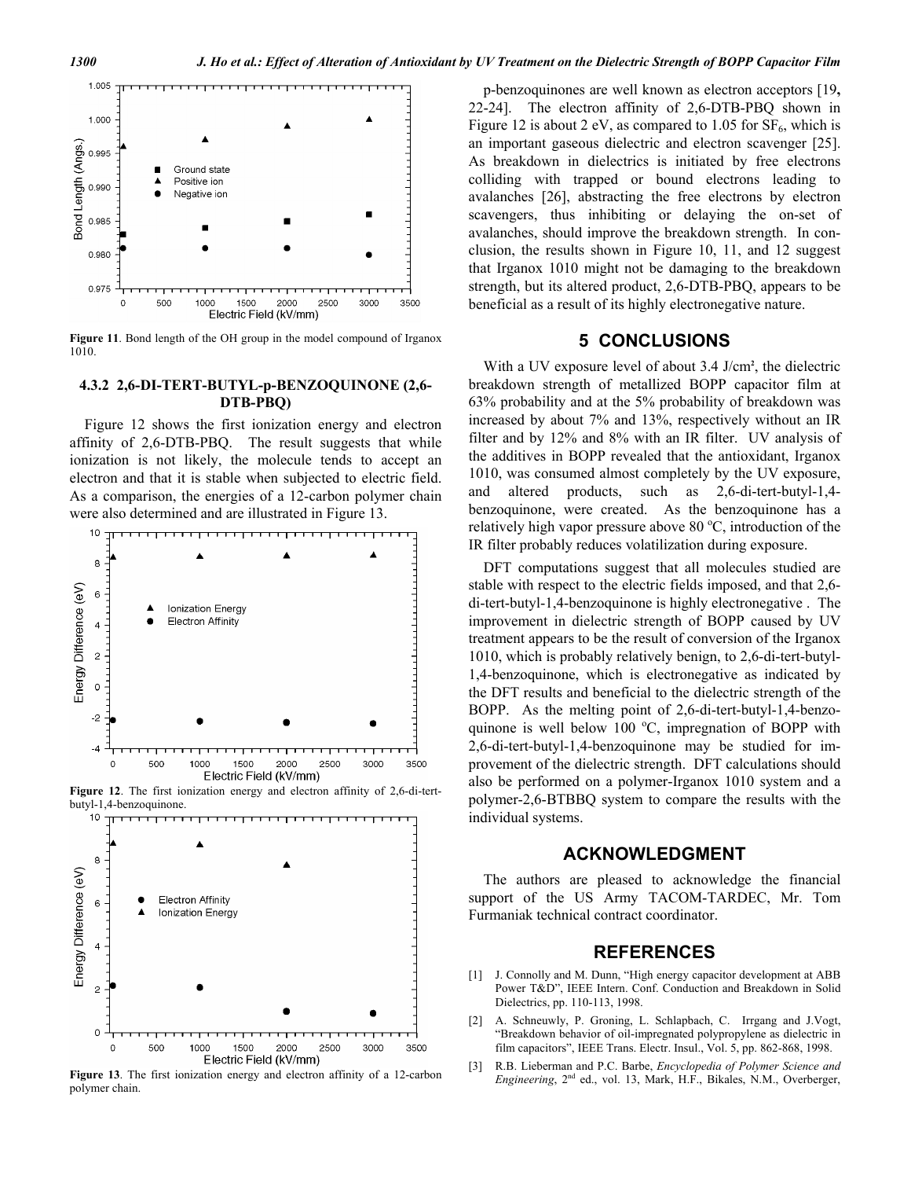Figure 11. Bond length of the OH group in the model compound of Irganox 1010.

### 4.3.2 2,6-DI-TERT-BUTYL-p-BENZOQUINONE (2,6-DTB-PBQ)

Figure 12 shows the first ionization energy and electron affinity of 2,6-DTB-PBQ. The result suggests that while ionization is not likely, the molecule tends to accept an electron and that it is stable when subjected to electric field. As a comparison, the energies of a 12-carbon polymer chain were also determined and are illustrated in Figure 13.

Figure 12. The first ionization energy and electron affinity of 2,6-di-tert-butyl-1,4-benzoquinone.

Figure 13. The first ionization energy and electron affinity of a 12-carbon polymer chain.

p-benzoquinones are well known as electron acceptors [19, 22-24]. The electron affinity of 2,6-DTB-PBQ shown in Figure 12 is about 2 eV, as compared to 1.05 for $SF_6$, which is an important gaseous dielectric and electron scavenger [25]. As breakdown in dielectrics is initiated by free electrons colliding with trapped or bound electrons leading to avalanches [26], abstracting the free electrons by electron scavengers, thus inhibiting or delaying the on-set of avalanches, should improve the breakdown strength. In conclusion, the results shown in Figure 10, 11, and 12 suggest that Irganox 1010 might not be damaging to the breakdown strength, but its altered product, 2,6-DTB-PBQ, appears to be beneficial as a result of its highly electronegative nature.

## 5 CONCLUSIONS

With a UV exposure level of about 3.4 J/cm², the dielectric breakdown strength of metallized BOPP capacitor film at 63% probability and at the 5% probability of breakdown was increased by about 7% and 13%, respectively without an IR filter and by 12% and 8% with an IR filter. UV analysis of the additives in BOPP revealed that the antioxidant, Irganox 1010, was consumed almost completely by the UV exposure, and altered products, such as 2,6-di-tert-butyl-1,4-benzoquinone, were created. As the benzoquinone has a relatively high vapor pressure above 80 °C, introduction of the IR filter probably reduces volatilization during exposure.

DFT computations suggest that all molecules studied are stable with respect to the electric fields imposed, and that 2,6-di-tert-butyl-1,4-benzoquinone is highly electronegative . The improvement in dielectric strength of BOPP caused by UV treatment appears to be the result of conversion of the Irganox 1010, which is probably relatively benign, to 2,6-di-tert-butyl-1,4-benzoquinone, which is electronegative as indicated by the DFT results and beneficial to the dielectric strength of the BOPP. As the melting point of 2,6-di-tert-butyl-1,4-benzoquinone is well below 100 °C, impregnation of BOPP with 2,6-di-tert-butyl-1,4-benzoquinone may be studied for improvement of the dielectric strength. DFT calculations should also be performed on a polymer-Irganox 1010 system and a polymer-2,6-BTBBQ system to compare the results with the individual systems.

## ACKNOWLEDGMENT

The authors are pleased to acknowledge the financial support of the US Army TACOM-TARDEC, Mr. Tom Furmaniak technical contract coordinator.

## REFERENCES

[1] J. Connolly and M. Dunn, "High energy capacitor development at ABB Power T&D", IEEE Intern. Conf. Conduction and Breakdown in Solid Dielectrics, pp. 110-113, 1998.

[2] A. Schneuwly, P. Groning, L. Schlapbach, C. Irrgang and J.Vogt, "Breakdown behavior of oil-impregnated polypropylene as dielectric in film capacitors", IEEE Trans. Electr. Insul., Vol. 5, pp. 862-868, 1998.

[3] R.B. Lieberman and P.C. Barbe, *Encyclopedia of Polymer Science and Engineering*, 2nd ed., vol. 13, Mark, H.F., Bikales, N.M., Overberger,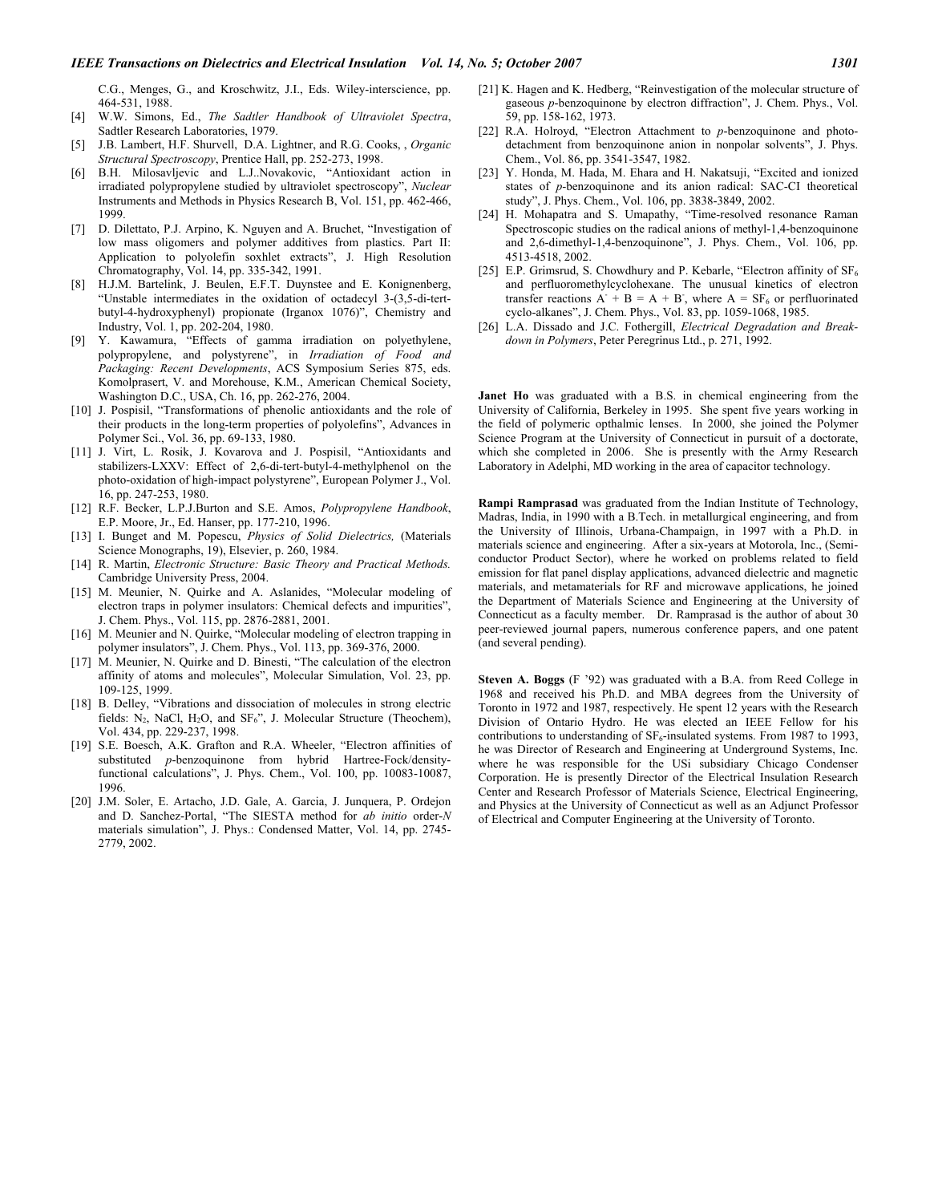C.G., Menges, G., and Kroschwitz, J.I., Eds. Wiley-interscience, pp. 464-531, 1988.

[4] W.W. Simons, Ed., *The Sadtler Handbook of Ultraviolet Spectra*, Sadtler Research Laboratories, 1979.

[5] J.B. Lambert, H.F. Shurvell, D.A. Lightner, and R.G. Cooks, , *Organic Structural Spectroscopy*, Prentice Hall, pp. 252-273, 1998.

[6] B.H. Milosavljevic and L.J..Novakovic, "Antioxidant action in irradiated polypropylene studied by ultraviolet spectroscopy", *Nuclear* Instruments and Methods in Physics Research B, Vol. 151, pp. 462-466, 1999.

[7] D. Dilettato, P.J. Arpino, K. Nguyen and A. Bruchet, "Investigation of low mass oligomers and polymer additives from plastics. Part II: Application to polyolefin soxhlet extracts", J. High Resolution Chromatography, Vol. 14, pp. 335-342, 1991.

[8] H.J.M. Bartelink, J. Beulen, E.F.T. Duynstee and E. Konignenberg, "Unstable intermediates in the oxidation of octadecyl 3-(3,5-di-tert-butyl-4-hydroxyphenyl) propionate (Irganox 1076)", Chemistry and Industry, Vol. 1, pp. 202-204, 1980.

[9] Y. Kawamura, "Effects of gamma irradiation on polyethylene, polypropylene, and polystyrene", in *Irradiation of Food and Packaging: Recent Developments*, ACS Symposium Series 875, eds. Komolprasert, V. and Morehouse, K.M., American Chemical Society, Washington D.C., USA, Ch. 16, pp. 262-276, 2004.

[10] J. Pospisil, "Transformations of phenolic antioxidants and the role of their products in the long-term properties of polyolefins", Advances in Polymer Sci., Vol. 36, pp. 69-133, 1980.

[11] J. Virt, L. Rosik, J. Kovarova and J. Pospisil, "Antioxidants and stabilizers-LXXV: Effect of 2,6-di-tert-butyl-4-methylphenol on the photo-oxidation of high-impact polystyrene", European Polymer J., Vol. 16, pp. 247-253, 1980.

[12] R.F. Becker, L.P.J.Burton and S.E. Amos, *Polypropylene Handbook*, E.P. Moore, Jr., Ed. Hanser, pp. 177-210, 1996.

[13] I. Bunget and M. Popescu, *Physics of Solid Dielectrics,* (Materials Science Monographs, 19), Elsevier, p. 260, 1984.

[14] R. Martin, *Electronic Structure: Basic Theory and Practical Methods.* Cambridge University Press, 2004.

[15] M. Meunier, N. Quirke and A. Aslanides, "Molecular modeling of electron traps in polymer insulators: Chemical defects and impurities", J. Chem. Phys., Vol. 115, pp. 2876-2881, 2001.

[16] M. Meunier and N. Quirke, "Molecular modeling of electron trapping in polymer insulators", J. Chem. Phys., Vol. 113, pp. 369-376, 2000.

[17] M. Meunier, N. Quirke and D. Binesti, "The calculation of the electron affinity of atoms and molecules", Molecular Simulation, Vol. 23, pp. 109-125, 1999.

[18] B. Delley, "Vibrations and dissociation of molecules in strong electric fields: $N_2$, NaCl, $H_2O$, and $SF_6$", J. Molecular Structure (Theochem), Vol. 434, pp. 229-237, 1998.

[19] S.E. Boesch, A.K. Grafton and R.A. Wheeler, "Electron affinities of substituted *p*-benzoquinone from hybrid Hartree-Fock/density-functional calculations", J. Phys. Chem., Vol. 100, pp. 10083-10087, 1996.

[20] J.M. Soler, E. Artacho, J.D. Gale, A. Garcia, J. Junquera, P. Ordejon and D. Sanchez-Portal, "The SIESTA method for *ab initio* order-*N* materials simulation", J. Phys.: Condensed Matter, Vol. 14, pp. 2745-2779, 2002.

[21] K. Hagen and K. Hedberg, "Reinvestigation of the molecular structure of gaseous *p*-benzoquinone by electron diffraction", J. Chem. Phys., Vol. 59, pp. 158-162, 1973.

[22] R.A. Holroyd, "Electron Attachment to *p*-benzoquinone and photo-detachment from benzoquinone anion in nonpolar solvents", J. Phys. Chem., Vol. 86, pp. 3541-3547, 1982.

[23] Y. Honda, M. Hada, M. Ehara and H. Nakatsuji, "Excited and ionized states of *p*-benzoquinone and its anion radical: SAC-CI theoretical study", J. Phys. Chem., Vol. 106, pp. 3838-3849, 2002.

[24] H. Mohapatra and S. Umapathy, "Time-resolved resonance Raman Spectroscopic studies on the radical anions of methyl-1,4-benzoquinone and 2,6-dimethyl-1,4-benzoquinone", J. Phys. Chem., Vol. 106, pp. 4513-4518, 2002.

[25] E.P. Grimsrud, S. Chowdhury and P. Kebarle, "Electron affinity of $SF_6$ and perfluoromethylcyclohexane. The unusual kinetics of electron transfer reactions $A^- + B = A + B^-$, where $A = SF_6$ or perfluorinated cyclo-alkanes", J. Chem. Phys., Vol. 83, pp. 1059-1068, 1985.

[26] L.A. Dissado and J.C. Fothergill, *Electrical Degradation and Breakdown in Polymers*, Peter Peregrinus Ltd., p. 271, 1992.

**Janet Ho** was graduated with a B.S. in chemical engineering from the University of California, Berkeley in 1995. She spent five years working in the field of polymeric opthalmic lenses. In 2000, she joined the Polymer Science Program at the University of Connecticut in pursuit of a doctorate, which she completed in 2006. She is presently with the Army Research Laboratory in Adelphi, MD working in the area of capacitor technology.

**Rampi Ramprasad** was graduated from the Indian Institute of Technology, Madras, India, in 1990 with a B.Tech. in metallurgical engineering, and from the University of Illinois, Urbana-Champaign, in 1997 with a Ph.D. in materials science and engineering. After a six-years at Motorola, Inc., (Semiconductor Product Sector), where he worked on problems related to field emission for flat panel display applications, advanced dielectric and magnetic materials, and metamaterials for RF and microwave applications, he joined the Department of Materials Science and Engineering at the University of Connecticut as a faculty member. Dr. Ramprasad is the author of about 30 peer-reviewed journal papers, numerous conference papers, and one patent (and several pending).

**Steven A. Boggs** (F '92) was graduated with a B.A. from Reed College in 1968 and received his Ph.D. and MBA degrees from the University of Toronto in 1972 and 1987, respectively. He spent 12 years with the Research Division of Ontario Hydro. He was elected an IEEE Fellow for his contributions to understanding of $SF_6$-insulated systems. From 1987 to 1993, he was Director of Research and Engineering at Underground Systems, Inc. where he was responsible for the USi subsidiary Chicago Condenser Corporation. He is presently Director of the Electrical Insulation Research Center and Research Professor of Materials Science, Electrical Engineering, and Physics at the University of Connecticut as well as an Adjunct Professor of Electrical and Computer Engineering at the University of Toronto.